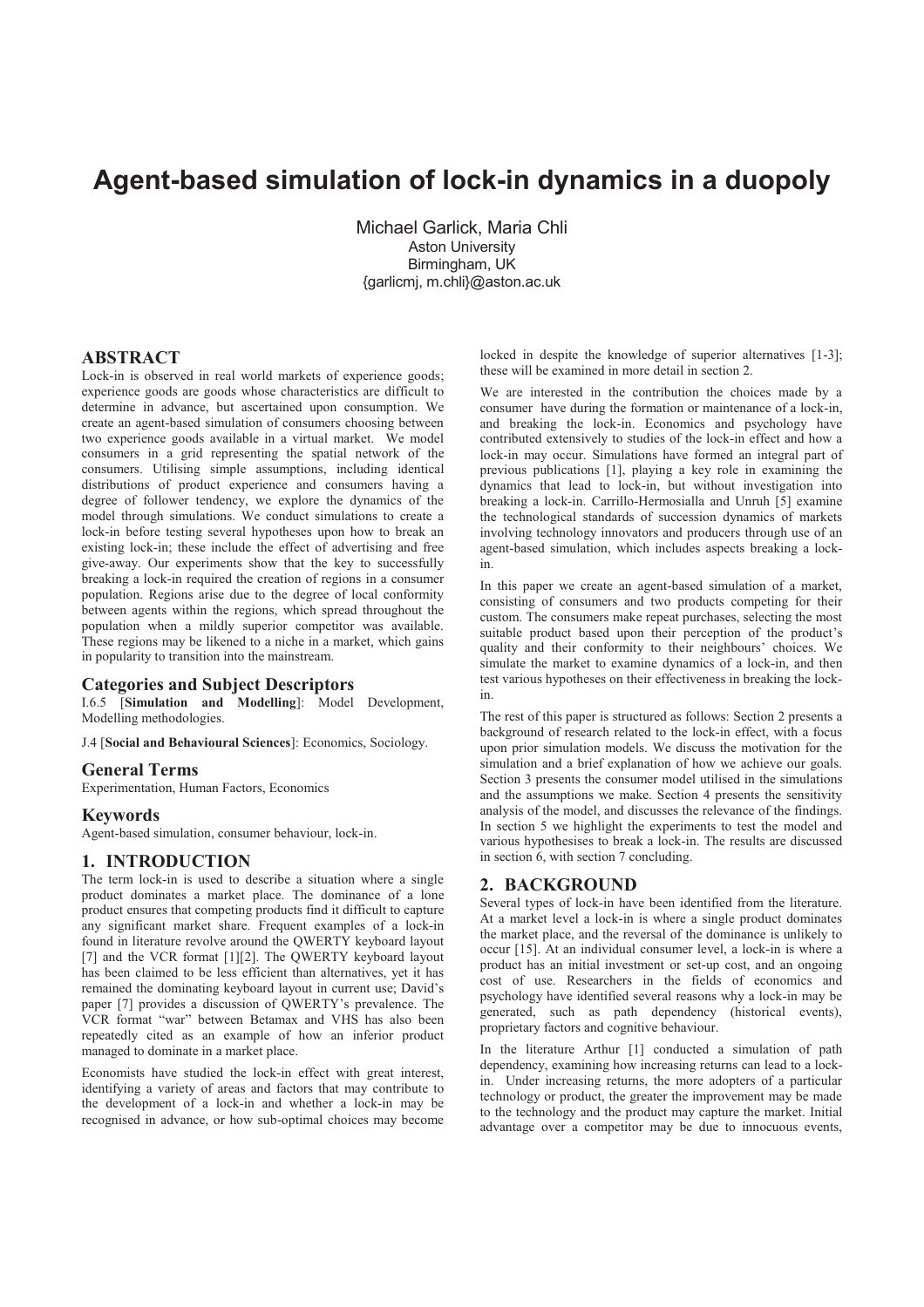# Agent-based simulation of lock-in dynamics in a duopoly

Michael Garlick, Maria Chli
Aston University
Birmingham, UK
{garlicmj, m.chli}@aston.ac.uk

## ABSTRACT

Lock-in is observed in real world markets of experience goods; experience goods are goods whose characteristics are difficult to determine in advance, but ascertained upon consumption. We create an agent-based simulation of consumers choosing between two experience goods available in a virtual market. We model consumers in a grid representing the spatial network of the consumers. Utilising simple assumptions, including identical distributions of product experience and consumers having a degree of follower tendency, we explore the dynamics of the model through simulations. We conduct simulations to create a lock-in before testing several hypotheses upon how to break an existing lock-in; these include the effect of advertising and free give-away. Our experiments show that the key to successfully breaking a lock-in required the creation of regions in a consumer population. Regions arise due to the degree of local conformity between agents within the regions, which spread throughout the population when a mildly superior competitor was available. These regions may be likened to a niche in a market, which gains in popularity to transition into the mainstream.

### Categories and Subject Descriptors

I.6.5 [**Simulation and Modelling**]: Model Development, Modelling methodologies.

J.4 [**Social and Behavioural Sciences**]: Economics, Sociology.

### General Terms

Experimentation, Human Factors, Economics

### Keywords

Agent-based simulation, consumer behaviour, lock-in.

## 1. INTRODUCTION

The term lock-in is used to describe a situation where a single product dominates a market place. The dominance of a lone product ensures that competing products find it difficult to capture any significant market share. Frequent examples of a lock-in found in literature revolve around the QWERTY keyboard layout [7] and the VCR format [1][2]. The QWERTY keyboard layout has been claimed to be less efficient than alternatives, yet it has remained the dominating keyboard layout in current use; David's paper [7] provides a discussion of QWERTY's prevalence. The VCR format "war" between Betamax and VHS has also been repeatedly cited as an example of how an inferior product managed to dominate in a market place.

Economists have studied the lock-in effect with great interest, identifying a variety of areas and factors that may contribute to the development of a lock-in and whether a lock-in may be recognised in advance, or how sub-optimal choices may become locked in despite the knowledge of superior alternatives [1-3]; these will be examined in more detail in section 2.

We are interested in the contribution the choices made by a consumer have during the formation or maintenance of a lock-in, and breaking the lock-in. Economics and psychology have contributed extensively to studies of the lock-in effect and how a lock-in may occur. Simulations have formed an integral part of previous publications [1], playing a key role in examining the dynamics that lead to lock-in, but without investigation into breaking a lock-in. Carrillo-Hermosialla and Unruh [5] examine the technological standards of succession dynamics of markets involving technology innovators and producers through use of an agent-based simulation, which includes aspects breaking a lock-in.

In this paper we create an agent-based simulation of a market, consisting of consumers and two products competing for their custom. The consumers make repeat purchases, selecting the most suitable product based upon their perception of the product's quality and their conformity to their neighbours' choices. We simulate the market to examine dynamics of a lock-in, and then test various hypotheses on their effectiveness in breaking the lock-in.

The rest of this paper is structured as follows: Section 2 presents a background of research related to the lock-in effect, with a focus upon prior simulation models. We discuss the motivation for the simulation and a brief explanation of how we achieve our goals. Section 3 presents the consumer model utilised in the simulations and the assumptions we make. Section 4 presents the sensitivity analysis of the model, and discusses the relevance of the findings. In section 5 we highlight the experiments to test the model and various hypothesises to break a lock-in. The results are discussed in section 6, with section 7 concluding.

## 2. BACKGROUND

Several types of lock-in have been identified from the literature. At a market level a lock-in is where a single product dominates the market place, and the reversal of the dominance is unlikely to occur [15]. At an individual consumer level, a lock-in is where a product has an initial investment or set-up cost, and an ongoing cost of use. Researchers in the fields of economics and psychology have identified several reasons why a lock-in may be generated, such as path dependency (historical events), proprietary factors and cognitive behaviour.

In the literature Arthur [1] conducted a simulation of path dependency, examining how increasing returns can lead to a lock-in. Under increasing returns, the more adopters of a particular technology or product, the greater the improvement may be made to the technology and the product may capture the market. Initial advantage over a competitor may be due to innocuous events,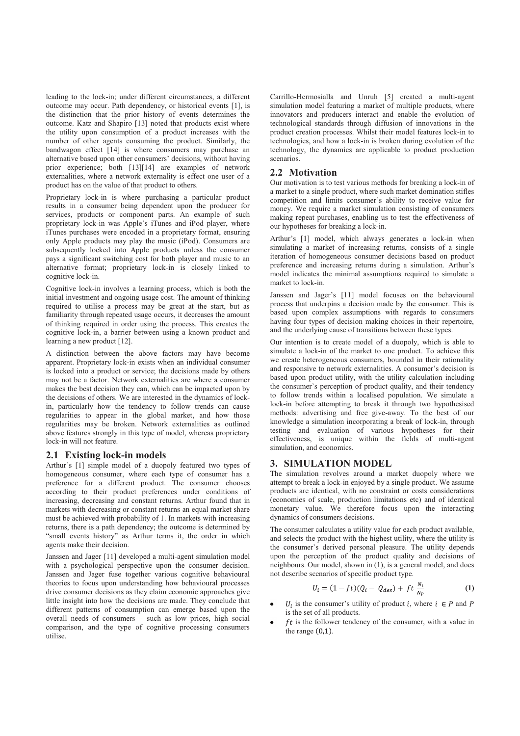leading to the lock-in; under different circumstances, a different outcome may occur. Path dependency, or historical events [1], is the distinction that the prior history of events determines the outcome. Katz and Shapiro [13] noted that products exist where the utility upon consumption of a product increases with the number of other agents consuming the product. Similarly, the bandwagon effect [14] is where consumers may purchase an alternative based upon other consumers' decisions, without having prior experience; both [13][14] are examples of network externalities, where a network externality is effect one user of a product has on the value of that product to others.

Proprietary lock-in is where purchasing a particular product results in a consumer being dependent upon the producer for services, products or component parts. An example of such proprietary lock-in was Apple's iTunes and iPod player, where iTunes purchases were encoded in a proprietary format, ensuring only Apple products may play the music (iPod). Consumers are subsequently locked into Apple products unless the consumer pays a significant switching cost for both player and music to an alternative format; proprietary lock-in is closely linked to cognitive lock-in.

Cognitive lock-in involves a learning process, which is both the initial investment and ongoing usage cost. The amount of thinking required to utilise a process may be great at the start, but as familiarity through repeated usage occurs, it decreases the amount of thinking required in order using the process. This creates the cognitive lock-in, a barrier between using a known product and learning a new product [12].

A distinction between the above factors may have become apparent. Proprietary lock-in exists when an individual consumer is locked into a product or service; the decisions made by others may not be a factor. Network externalities are where a consumer makes the best decision they can, which can be impacted upon by the decisions of others. We are interested in the dynamics of lock-in, particularly how the tendency to follow trends can cause regularities to appear in the global market, and how those regularities may be broken. Network externalities as outlined above features strongly in this type of model, whereas proprietary lock-in will not feature.

## 2.1 Existing lock-in models

Arthur's [1] simple model of a duopoly featured two types of homogeneous consumer, where each type of consumer has a preference for a different product. The consumer chooses according to their product preferences under conditions of increasing, decreasing and constant returns. Arthur found that in markets with decreasing or constant returns an equal market share must be achieved with probability of 1. In markets with increasing returns, there is a path dependency; the outcome is determined by "small events history" as Arthur terms it, the order in which agents make their decision.

Janssen and Jager [11] developed a multi-agent simulation model with a psychological perspective upon the consumer decision. Janssen and Jager fuse together various cognitive behavioural theories to focus upon understanding how behavioural processes drive consumer decisions as they claim economic approaches give little insight into how the decisions are made. They conclude that different patterns of consumption can emerge based upon the overall needs of consumers – such as low prices, high social comparison, and the type of cognitive processing consumers utilise.

Carrillo-Hermosialla and Unruh [5] created a multi-agent simulation model featuring a market of multiple products, where innovators and producers interact and enable the evolution of technological standards through diffusion of innovations in the product creation processes. Whilst their model features lock-in to technologies, and how a lock-in is broken during evolution of the technology, the dynamics are applicable to product production scenarios.

## 2.2 Motivation

Our motivation is to test various methods for breaking a lock-in of a market to a single product, where such market domination stifles competition and limits consumer's ability to receive value for money. We require a market simulation consisting of consumers making repeat purchases, enabling us to test the effectiveness of our hypotheses for breaking a lock-in.

Arthur's [1] model, which always generates a lock-in when simulating a market of increasing returns, consists of a single iteration of homogeneous consumer decisions based on product preference and increasing returns during a simulation. Arthur's model indicates the minimal assumptions required to simulate a market to lock-in.

Janssen and Jager's [11] model focuses on the behavioural process that underpins a decision made by the consumer. This is based upon complex assumptions with regards to consumers having four types of decision making choices in their repertoire, and the underlying cause of transitions between these types.

Our intention is to create model of a duopoly, which is able to simulate a lock-in of the market to one product. To achieve this we create heterogeneous consumers, bounded in their rationality and responsive to network externalities. A consumer's decision is based upon product utility, with the utility calculation including the consumer's perception of product quality, and their tendency to follow trends within a localised population. We simulate a lock-in before attempting to break it through two hypothesised methods: advertising and free give-away. To the best of our knowledge a simulation incorporating a break of lock-in, through testing and evaluation of various hypotheses for their effectiveness, is unique within the fields of multi-agent simulation, and economics.

# 3. SIMULATION MODEL

The simulation revolves around a market duopoly where we attempt to break a lock-in enjoyed by a single product. We assume products are identical, with no constraint or costs considerations (economies of scale, production limitations etc) and of identical monetary value. We therefore focus upon the interacting dynamics of consumers decisions.

The consumer calculates a utility value for each product available, and selects the product with the highest utility, where the utility is the consumer's derived personal pleasure. The utility depends upon the perception of the product quality and decisions of neighbours. Our model, shown in (1), is a general model, and does not describe scenarios of specific product type.

$$U_i = (1 - ft)(Q_i - Q_{des}) + ft\,\frac{N_i}{N_P} \qquad (1)$$

- $U_i$ is the consumer's utility of product $i$, where $i \in P$ and $P$ is the set of all products.
- $ft$ is the follower tendency of the consumer, with a value in the range $(0,1)$.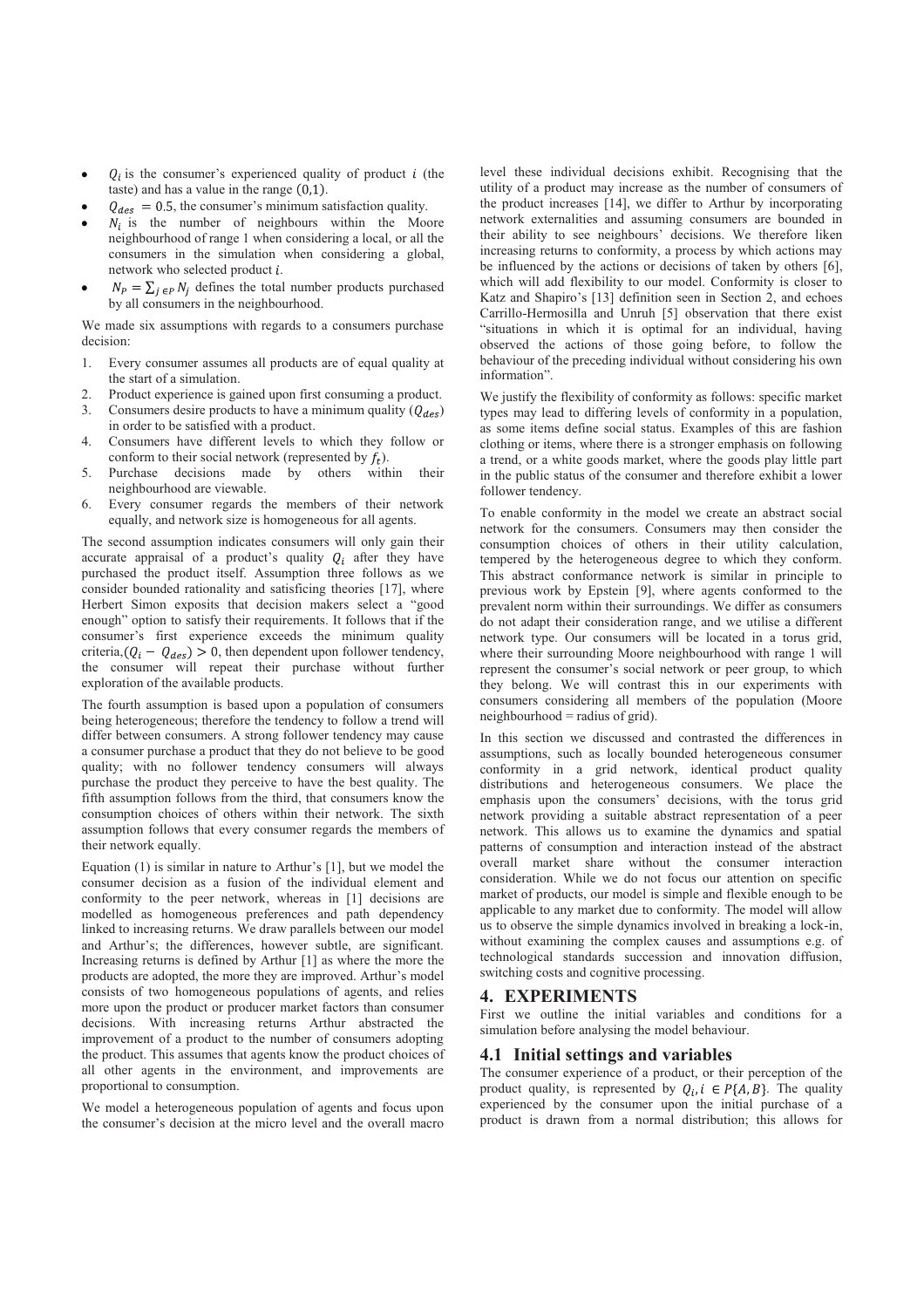- $Q_i$ is the consumer's experienced quality of product $i$ (the taste) and has a value in the range $(0,1)$.
- $Q_{des} = 0.5$, the consumer's minimum satisfaction quality.
- $N_i$ is the number of neighbours within the Moore neighbourhood of range 1 when considering a local, or all the consumers in the simulation when considering a global, network who selected product $i$.
- $N_P = \sum_{j \in P} N_j$ defines the total number products purchased by all consumers in the neighbourhood.

We made six assumptions with regards to a consumers purchase decision:

1. Every consumer assumes all products are of equal quality at the start of a simulation.
2. Product experience is gained upon first consuming a product.
3. Consumers desire products to have a minimum quality ($Q_{des}$) in order to be satisfied with a product.
4. Consumers have different levels to which they follow or conform to their social network (represented by $f_t$).
5. Purchase decisions made by others within their neighbourhood are viewable.
6. Every consumer regards the members of their network equally, and network size is homogeneous for all agents.

The second assumption indicates consumers will only gain their accurate appraisal of a product's quality $Q_i$ after they have purchased the product itself. Assumption three follows as we consider bounded rationality and satisficing theories [17], where Herbert Simon exposits that decision makers select a "good enough" option to satisfy their requirements. It follows that if the consumer's first experience exceeds the minimum quality criteria,$(Q_i - Q_{des}) > 0$, then dependent upon follower tendency, the consumer will repeat their purchase without further exploration of the available products.

The fourth assumption is based upon a population of consumers being heterogeneous; therefore the tendency to follow a trend will differ between consumers. A strong follower tendency may cause a consumer purchase a product that they do not believe to be good quality; with no follower tendency consumers will always purchase the product they perceive to have the best quality. The fifth assumption follows from the third, that consumers know the consumption choices of others within their network. The sixth assumption follows that every consumer regards the members of their network equally.

Equation (1) is similar in nature to Arthur's [1], but we model the consumer decision as a fusion of the individual element and conformity to the peer network, whereas in [1] decisions are modelled as homogeneous preferences and path dependency linked to increasing returns. We draw parallels between our model and Arthur's; the differences, however subtle, are significant. Increasing returns is defined by Arthur [1] as where the more the products are adopted, the more they are improved. Arthur's model consists of two homogeneous populations of agents, and relies more upon the product or producer market factors than consumer decisions. With increasing returns Arthur abstracted the improvement of a product to the number of consumers adopting the product. This assumes that agents know the product choices of all other agents in the environment, and improvements are proportional to consumption.

We model a heterogeneous population of agents and focus upon the consumer's decision at the micro level and the overall macro level these individual decisions exhibit. Recognising that the utility of a product may increase as the number of consumers of the product increases [14], we differ to Arthur by incorporating network externalities and assuming consumers are bounded in their ability to see neighbours' decisions. We therefore liken increasing returns to conformity, a process by which actions may be influenced by the actions or decisions of taken by others [6], which will add flexibility to our model. Conformity is closer to Katz and Shapiro's [13] definition seen in Section 2, and echoes Carrillo-Hermosilla and Unruh [5] observation that there exist "situations in which it is optimal for an individual, having observed the actions of those going before, to follow the behaviour of the preceding individual without considering his own information".

We justify the flexibility of conformity as follows: specific market types may lead to differing levels of conformity in a population, as some items define social status. Examples of this are fashion clothing or items, where there is a stronger emphasis on following a trend, or a white goods market, where the goods play little part in the public status of the consumer and therefore exhibit a lower follower tendency.

To enable conformity in the model we create an abstract social network for the consumers. Consumers may then consider the consumption choices of others in their utility calculation, tempered by the heterogeneous degree to which they conform. This abstract conformance network is similar in principle to previous work by Epstein [9], where agents conformed to the prevalent norm within their surroundings. We differ as consumers do not adapt their consideration range, and we utilise a different network type. Our consumers will be located in a torus grid, where their surrounding Moore neighbourhood with range 1 will represent the consumer's social network or peer group, to which they belong. We will contrast this in our experiments with consumers considering all members of the population (Moore neighbourhood = radius of grid).

In this section we discussed and contrasted the differences in assumptions, such as locally bounded heterogeneous consumer conformity in a grid network, identical product quality distributions and heterogeneous consumers. We place the emphasis upon the consumers' decisions, with the torus grid network providing a suitable abstract representation of a peer network. This allows us to examine the dynamics and spatial patterns of consumption and interaction instead of the abstract overall market share without the consumer interaction consideration. While we do not focus our attention on specific market of products, our model is simple and flexible enough to be applicable to any market due to conformity. The model will allow us to observe the simple dynamics involved in breaking a lock-in, without examining the complex causes and assumptions e.g. of technological standards succession and innovation diffusion, switching costs and cognitive processing.

## 4. EXPERIMENTS

First we outline the initial variables and conditions for a simulation before analysing the model behaviour.

### 4.1 Initial settings and variables

The consumer experience of a product, or their perception of the product quality, is represented by $Q_i, i \in P\{A, B\}$. The quality experienced by the consumer upon the initial purchase of a product is drawn from a normal distribution; this allows for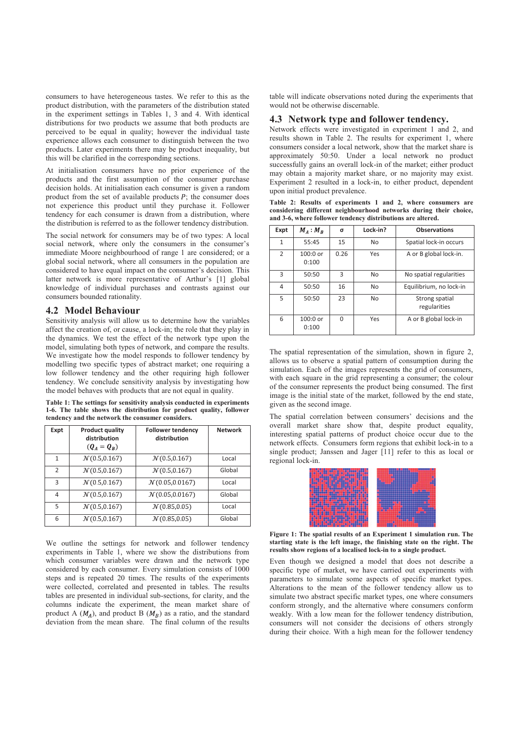consumers to have heterogeneous tastes. We refer to this as the product distribution, with the parameters of the distribution stated in the experiment settings in Tables 1, 3 and 4. With identical distributions for two products we assume that both products are perceived to be equal in quality; however the individual taste experience allows each consumer to distinguish between the two products. Later experiments there may be product inequality, but this will be clarified in the corresponding sections.

At initialisation consumers have no prior experience of the products and the first assumption of the consumer purchase decision holds. At initialisation each consumer is given a random product from the set of available products $P$; the consumer does not experience this product until they purchase it. Follower tendency for each consumer is drawn from a distribution, where the distribution is referred to as the follower tendency distribution.

The social network for consumers may be of two types: A local social network, where only the consumers in the consumer's immediate Moore neighbourhood of range 1 are considered; or a global social network, where all consumers in the population are considered to have equal impact on the consumer's decision. This latter network is more representative of Arthur's [1] global knowledge of individual purchases and contrasts against our consumers bounded rationality.

## 4.2 Model Behaviour

Sensitivity analysis will allow us to determine how the variables affect the creation of, or cause, a lock-in; the role that they play in the dynamics. We test the effect of the network type upon the model, simulating both types of network, and compare the results. We investigate how the model responds to follower tendency by modelling two specific types of abstract market; one requiring a low follower tendency and the other requiring high follower tendency. We conclude sensitivity analysis by investigating how the model behaves with products that are not equal in quality.

**Table 1: The settings for sensitivity analysis conducted in experiments 1-6. The table shows the distribution for product quality, follower tendency and the network the consumer considers.**

| Expt | Product quality distribution ($Q_A = Q_B$) | Follower tendency distribution | Network |
|---|---|---|---|
| 1 | $\mathcal{N}(0.5,0.167)$ | $\mathcal{N}(0.5,0.167)$ | Local |
| 2 | $\mathcal{N}(0.5,0.167)$ | $\mathcal{N}(0.5,0.167)$ | Global |
| 3 | $\mathcal{N}(0.5,0.167)$ | $\mathcal{N}(0.05,0.0167)$ | Local |
| 4 | $\mathcal{N}(0.5,0.167)$ | $\mathcal{N}(0.05,0.0167)$ | Global |
| 5 | $\mathcal{N}(0.5,0.167)$ | $\mathcal{N}(0.85,0.05)$ | Local |
| 6 | $\mathcal{N}(0.5,0.167)$ | $\mathcal{N}(0.85,0.05)$ | Global |

We outline the settings for network and follower tendency experiments in Table 1, where we show the distributions from which consumer variables were drawn and the network type considered by each consumer. Every simulation consists of 1000 steps and is repeated 20 times. The results of the experiments were collected, correlated and presented in tables. The results tables are presented in individual sub-sections, for clarity, and the columns indicate the experiment, the mean market share of product A ($M_A$), and product B ($M_B$) as a ratio, and the standard deviation from the mean share. The final column of the results table will indicate observations noted during the experiments that would not be otherwise discernable.

## 4.3 Network type and follower tendency.

Network effects were investigated in experiment 1 and 2, and results shown in Table 2. The results for experiment 1, where consumers consider a local network, show that the market share is approximately 50:50. Under a local network no product successfully gains an overall lock-in of the market; either product may obtain a majority market share, or no majority may exist. Experiment 2 resulted in a lock-in, to either product, dependent upon initial product prevalence.

**Table 2: Results of experiments 1 and 2, where consumers are considering different neighbourhood networks during their choice, and 3-6, where follower tendency distributions are altered.**

| Expt | $M_A : M_B$ | σ | Lock-in? | Observations |
|---|---|---|---|---|
| 1 | 55:45 | 15 | No | Spatial lock-in occurs |
| 2 | 100:0 or 0:100 | 0.26 | Yes | A or B global lock-in. |
| 3 | 50:50 | 3 | No | No spatial regularities |
| 4 | 50:50 | 16 | No | Equilibrium, no lock-in |
| 5 | 50:50 | 23 | No | Strong spatial regularities |
| 6 | 100:0 or 0:100 | 0 | Yes | A or B global lock-in |

The spatial representation of the simulation, shown in figure 2, allows us to observe a spatial pattern of consumption during the simulation. Each of the images represents the grid of consumers, with each square in the grid representing a consumer; the colour of the consumer represents the product being consumed. The first image is the initial state of the market, followed by the end state, given as the second image.

The spatial correlation between consumers' decisions and the overall market share show that, despite product equality, interesting spatial patterns of product choice occur due to the network effects. Consumers form regions that exhibit lock-in to a single product; Janssen and Jager [11] refer to this as local or regional lock-in.

**Figure 1: The spatial results of an Experiment 1 simulation run. The starting state is the left image, the finishing state on the right. The results show regions of a localised lock-in to a single product.**

Even though we designed a model that does not describe a specific type of market, we have carried out experiments with parameters to simulate some aspects of specific market types. Alterations to the mean of the follower tendency allow us to simulate two abstract specific market types, one where consumers conform strongly, and the alternative where consumers conform weakly. With a low mean for the follower tendency distribution, consumers will not consider the decisions of others strongly during their choice. With a high mean for the follower tendency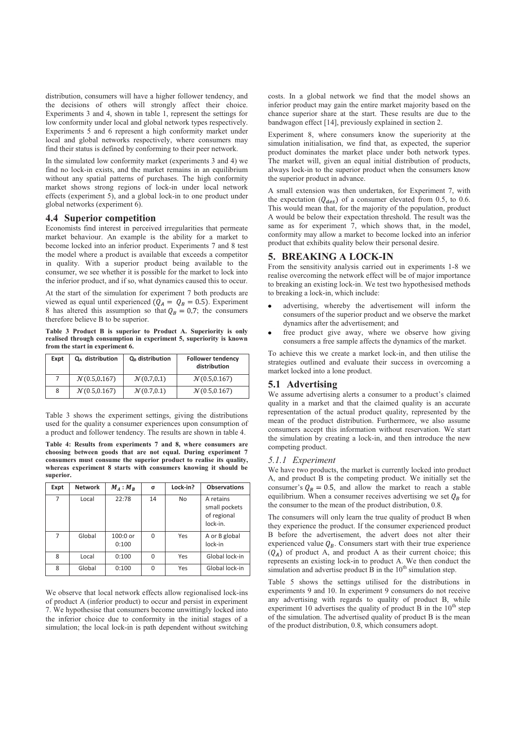distribution, consumers will have a higher follower tendency, and the decisions of others will strongly affect their choice. Experiments 3 and 4, shown in table 1, represent the settings for low conformity under local and global network types respectively. Experiments 5 and 6 represent a high conformity market under local and global networks respectively, where consumers may find their status is defined by conforming to their peer network.

In the simulated low conformity market (experiments 3 and 4) we find no lock-in exists, and the market remains in an equilibrium without any spatial patterns of purchases. The high conformity market shows strong regions of lock-in under local network effects (experiment 5), and a global lock-in to one product under global networks (experiment 6).

## 4.4 Superior competition

Economists find interest in perceived irregularities that permeate market behaviour. An example is the ability for a market to become locked into an inferior product. Experiments 7 and 8 test the model where a product is available that exceeds a competitor in quality. With a superior product being available to the consumer, we see whether it is possible for the market to lock into the inferior product, and if so, what dynamics caused this to occur.

At the start of the simulation for experiment 7 both products are viewed as equal until experienced ($Q_A = Q_B = 0.5$). Experiment 8 has altered this assumption so that $Q_B = 0.7$; the consumers therefore believe B to be superior.

**Table 3 Product B is superior to Product A. Superiority is only realised through consumption in experiment 5, superiority is known from the start in experiment 6.**

| Expt | $Q_A$ distribution | $Q_B$ distribution | Follower tendency distribution |
|---|---|---|---|
| 7 | $\mathcal{N}(0.5,0.167)$ | $\mathcal{N}(0.7,0.1)$ | $\mathcal{N}(0.5,0.167)$ |
| 8 | $\mathcal{N}(0.5,0.167)$ | $\mathcal{N}(0.7,0.1)$ | $\mathcal{N}(0.5,0.167)$ |

Table 3 shows the experiment settings, giving the distributions used for the quality a consumer experiences upon consumption of a product and follower tendency. The results are shown in table 4.

**Table 4: Results from experiments 7 and 8, where consumers are choosing between goods that are not equal. During experiment 7 consumers must consume the superior product to realise its quality, whereas experiment 8 starts with consumers knowing it should be superior.**

| Expt | Network | $M_A : M_B$ | σ | Lock-in? | Observations |
|---|---|---|---|---|---|
| 7 | Local | 22:78 | 14 | No | A retains small pockets of regional lock-in. |
| 7 | Global | 100:0 or 0:100 | 0 | Yes | A or B global lock-in |
| 8 | Local | 0:100 | 0 | Yes | Global lock-in |
| 8 | Global | 0:100 | 0 | Yes | Global lock-in |

We observe that local network effects allow regionalised lock-ins of product A (inferior product) to occur and persist in experiment 7. We hypothesise that consumers become unwittingly locked into the inferior choice due to conformity in the initial stages of a simulation; the local lock-in is path dependent without switching costs. In a global network we find that the model shows an inferior product may gain the entire market majority based on the chance superior share at the start. These results are due to the bandwagon effect [14], previously explained in section 2.

Experiment 8, where consumers know the superiority at the simulation initialisation, we find that, as expected, the superior product dominates the market place under both network types. The market will, given an equal initial distribution of products, always lock-in to the superior product when the consumers know the superior product in advance.

A small extension was then undertaken, for Experiment 7, with the expectation ($Q_{des}$) of a consumer elevated from 0.5, to 0.6. This would mean that, for the majority of the population, product A would be below their expectation threshold. The result was the same as for experiment 7, which shows that, in the model, conformity may allow a market to become locked into an inferior product that exhibits quality below their personal desire.

# 5. BREAKING A LOCK-IN

From the sensitivity analysis carried out in experiments 1-8 we realise overcoming the network effect will be of major importance to breaking an existing lock-in. We test two hypothesised methods to breaking a lock-in, which include:

- advertising, whereby the advertisement will inform the consumers of the superior product and we observe the market dynamics after the advertisement; and
- free product give away, where we observe how giving consumers a free sample affects the dynamics of the market.

To achieve this we create a market lock-in, and then utilise the strategies outlined and evaluate their success in overcoming a market locked into a lone product.

## 5.1 Advertising

We assume advertising alerts a consumer to a product's claimed quality in a market and that the claimed quality is an accurate representation of the actual product quality, represented by the mean of the product distribution. Furthermore, we also assume consumers accept this information without reservation. We start the simulation by creating a lock-in, and then introduce the new competing product.

### *5.1.1 Experiment*

We have two products, the market is currently locked into product A, and product B is the competing product. We initially set the consumer's $Q_B = 0.5$, and allow the market to reach a stable equilibrium. When a consumer receives advertising we set $Q_B$ for the consumer to the mean of the product distribution, 0.8.

The consumers will only learn the true quality of product B when they experience the product. If the consumer experienced product B before the advertisement, the advert does not alter their experienced value $Q_B$. Consumers start with their true experience ($Q_A$) of product A, and product A as their current choice; this represents an existing lock-in to product A. We then conduct the simulation and advertise product B in the 10th simulation step.

Table 5 shows the settings utilised for the distributions in experiments 9 and 10. In experiment 9 consumers do not receive any advertising with regards to quality of product B, while experiment 10 advertises the quality of product B in the 10th step of the simulation. The advertised quality of product B is the mean of the product distribution, 0.8, which consumers adopt.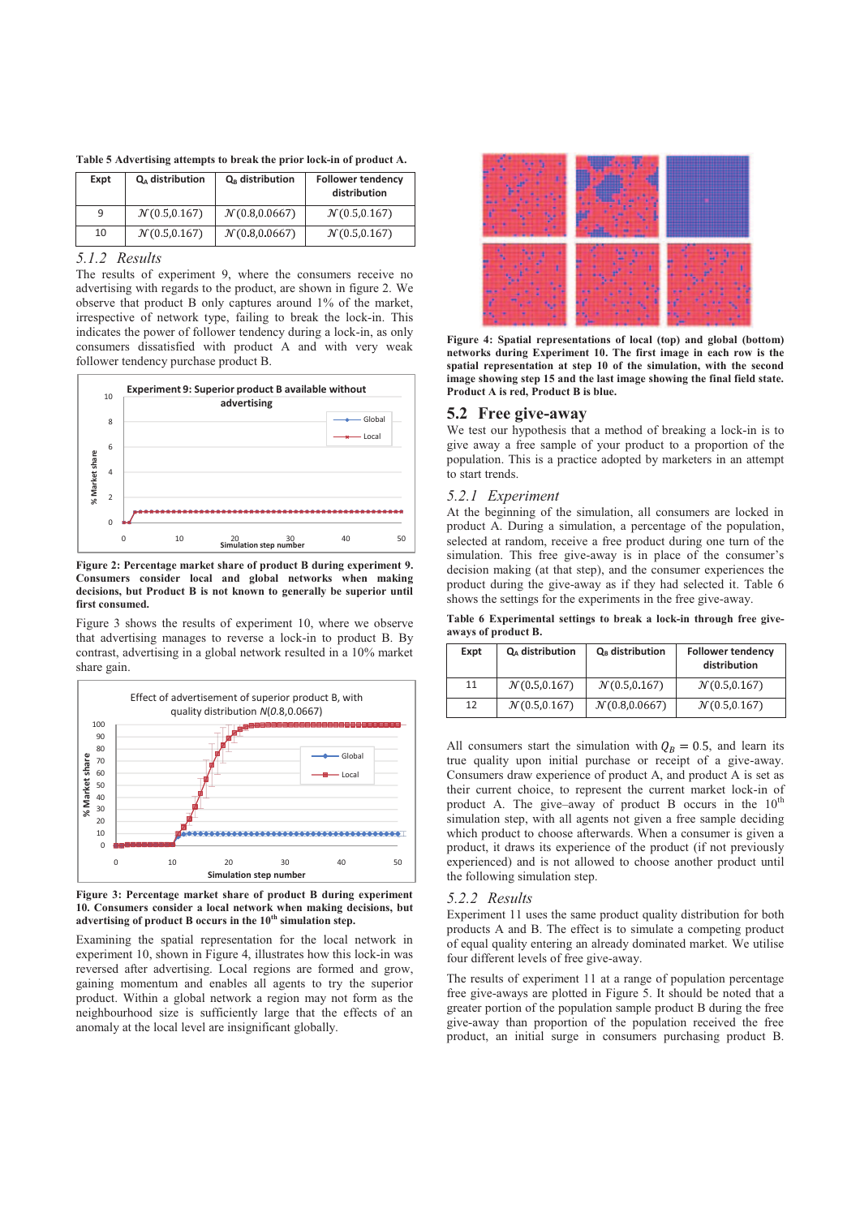Table 5 Advertising attempts to break the prior lock-in of product A.

| Expt | $Q_A$ distribution | $Q_B$ distribution | Follower tendency distribution |
|---|---|---|---|
| 9 | $\mathcal{N}(0.5,0.167)$ | $\mathcal{N}(0.8,0.0667)$ | $\mathcal{N}(0.5,0.167)$ |
| 10 | $\mathcal{N}(0.5,0.167)$ | $\mathcal{N}(0.8,0.0667)$ | $\mathcal{N}(0.5,0.167)$ |

### *5.1.2 Results*

The results of experiment 9, where the consumers receive no advertising with regards to the product, are shown in figure 2. We observe that product B only captures around 1% of the market, irrespective of network type, failing to break the lock-in. This indicates the power of follower tendency during a lock-in, as only consumers dissatisfied with product A and with very weak follower tendency purchase product B.

Experiment 9: Superior product B available without advertising

% Market share

0
2
4
6
8
10

0 10 20 30 40 50

Simulation step number

Global
Local

**Figure 2: Percentage market share of product B during experiment 9. Consumers consider local and global networks when making decisions, but Product B is not known to generally be superior until first consumed.**

Figure 3 shows the results of experiment 10, where we observe that advertising manages to reverse a lock-in to product B. By contrast, advertising in a global network resulted in a 10% market share gain.

Effect of advertisement of superior product B, with quality distribution $N(0.8,0.0667)$

% Market share

0
10
20
30
40
50
60
70
80
90
100

0 10 20 30 40 50

Simulation step number

Global
Local

**Figure 3: Percentage market share of product B during experiment 10. Consumers consider a local network when making decisions, but advertising of product B occurs in the 10th simulation step.**

Examining the spatial representation for the local network in experiment 10, shown in Figure 4, illustrates how this lock-in was reversed after advertising. Local regions are formed and grow, gaining momentum and enables all agents to try the superior product. Within a global network a region may not form as the neighbourhood size is sufficiently large that the effects of an anomaly at the local level are insignificant globally.

**Figure 4: Spatial representations of local (top) and global (bottom) networks during Experiment 10. The first image in each row is the spatial representation at step 10 of the simulation, with the second image showing step 15 and the last image showing the final field state. Product A is red, Product B is blue.**

## 5.2 Free give-away

We test our hypothesis that a method of breaking a lock-in is to give away a free sample of your product to a proportion of the population. This is a practice adopted by marketers in an attempt to start trends.

### *5.2.1 Experiment*

At the beginning of the simulation, all consumers are locked in product A. During a simulation, a percentage of the population, selected at random, receive a free product during one turn of the simulation. This free give-away is in place of the consumer's decision making (at that step), and the consumer experiences the product during the give-away as if they had selected it. Table 6 shows the settings for the experiments in the free give-away.

**Table 6 Experimental settings to break a lock-in through free give-aways of product B.**

| Expt | $Q_A$ distribution | $Q_B$ distribution | Follower tendency distribution |
|---|---|---|---|
| 11 | $\mathcal{N}(0.5,0.167)$ | $\mathcal{N}(0.5,0.167)$ | $\mathcal{N}(0.5,0.167)$ |
| 12 | $\mathcal{N}(0.5,0.167)$ | $\mathcal{N}(0.8,0.0667)$ | $\mathcal{N}(0.5,0.167)$ |

All consumers start the simulation with $Q_B = 0.5$, and learn its true quality upon initial purchase or receipt of a give-away. Consumers draw experience of product A, and product A is set as their current choice, to represent the current market lock-in of product A. The give–away of product B occurs in the 10th simulation step, with all agents not given a free sample deciding which product to choose afterwards. When a consumer is given a product, it draws its experience of the product (if not previously experienced) and is not allowed to choose another product until the following simulation step.

### *5.2.2 Results*

Experiment 11 uses the same product quality distribution for both products A and B. The effect is to simulate a competing product of equal quality entering an already dominated market. We utilise four different levels of free give-away.

The results of experiment 11 at a range of population percentage free give-aways are plotted in Figure 5. It should be noted that a greater portion of the population sample product B during the free give-away than proportion of the population received the free product, an initial surge in consumers purchasing product B.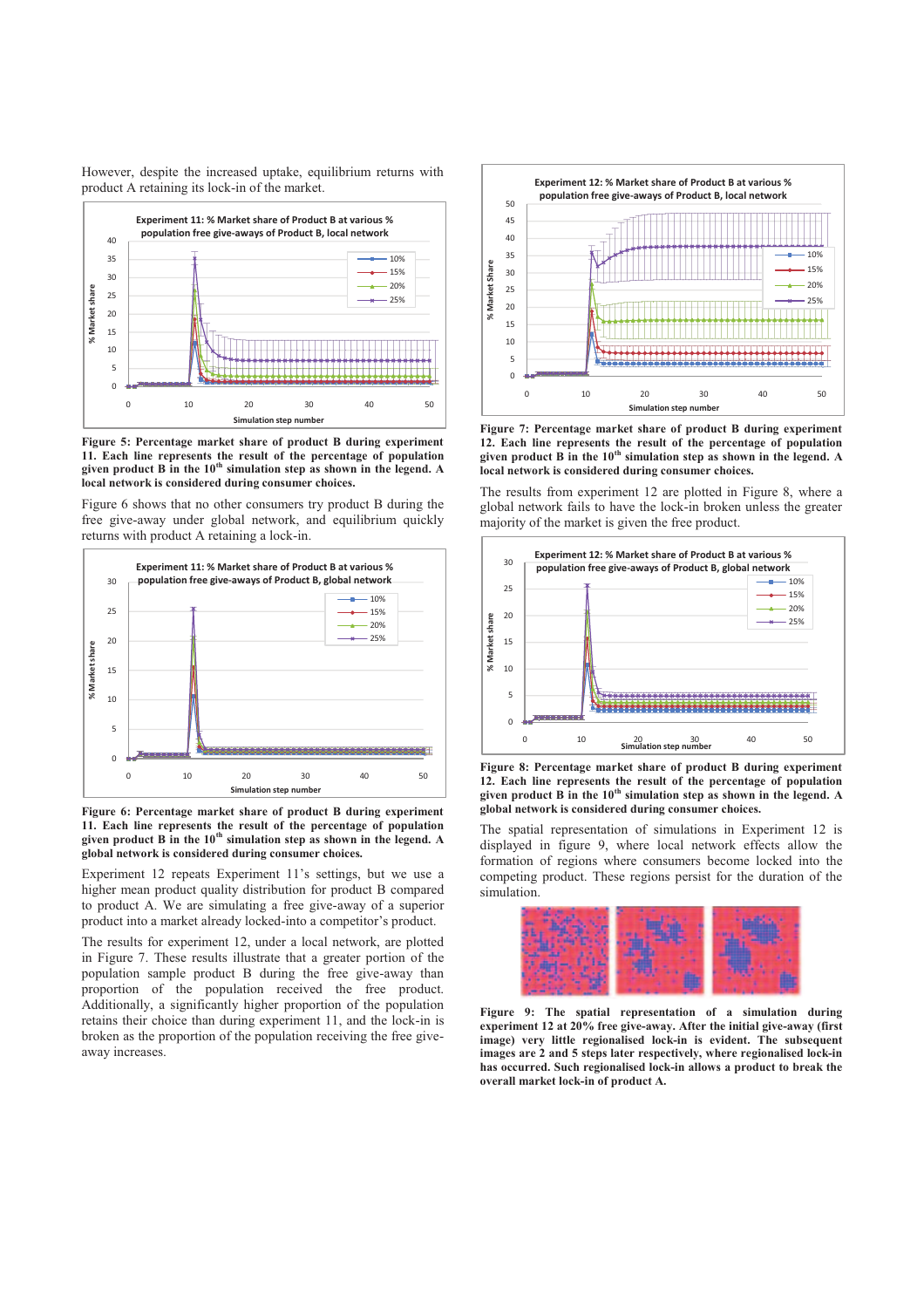However, despite the increased uptake, equilibrium returns with product A retaining its lock-in of the market.

Experiment 11: % Market share of Product B at various % population free give-aways of Product B, local network

% Market share

Simulation step number

10%
15%
20%
25%

**Figure 5: Percentage market share of product B during experiment 11. Each line represents the result of the percentage of population given product B in the 10th simulation step as shown in the legend. A local network is considered during consumer choices.**

Figure 6 shows that no other consumers try product B during the free give-away under global network, and equilibrium quickly returns with product A retaining a lock-in.

Experiment 11: % Market share of Product B at various % population free give-aways of Product B, global network

% Market share

Simulation step number

10%
15%
20%
25%

**Figure 6: Percentage market share of product B during experiment 11. Each line represents the result of the percentage of population given product B in the 10th simulation step as shown in the legend. A global network is considered during consumer choices.**

Experiment 12 repeats Experiment 11's settings, but we use a higher mean product quality distribution for product B compared to product A. We are simulating a free give-away of a superior product into a market already locked-into a competitor's product.

The results for experiment 12, under a local network, are plotted in Figure 7. These results illustrate that a greater portion of the population sample product B during the free give-away than proportion of the population received the free product. Additionally, a significantly higher proportion of the population retains their choice than during experiment 11, and the lock-in is broken as the proportion of the population receiving the free give-away increases.

Experiment 12: % Market share of Product B at various % population free give-aways of Product B, local network

% Market Share

Simulation step number

10%
15%
20%
25%

**Figure 7: Percentage market share of product B during experiment 12. Each line represents the result of the percentage of population given product B in the 10th simulation step as shown in the legend. A local network is considered during consumer choices.**

The results from experiment 12 are plotted in Figure 8, where a global network fails to have the lock-in broken unless the greater majority of the market is given the free product.

Experiment 12: % Market share of Product B at various % population free give-aways of Product B, global network

% Market share

Simulation step number

10%
15%
20%
25%

**Figure 8: Percentage market share of product B during experiment 12. Each line represents the result of the percentage of population given product B in the 10th simulation step as shown in the legend. A global network is considered during consumer choices.**

The spatial representation of simulations in Experiment 12 is displayed in figure 9, where local network effects allow the formation of regions where consumers become locked into the competing product. These regions persist for the duration of the simulation.

**Figure 9: The spatial representation of a simulation during experiment 12 at 20% free give-away. After the initial give-away (first image) very little regionalised lock-in is evident. The subsequent images are 2 and 5 steps later respectively, where regionalised lock-in has occurred. Such regionalised lock-in allows a product to break the overall market lock-in of product A.**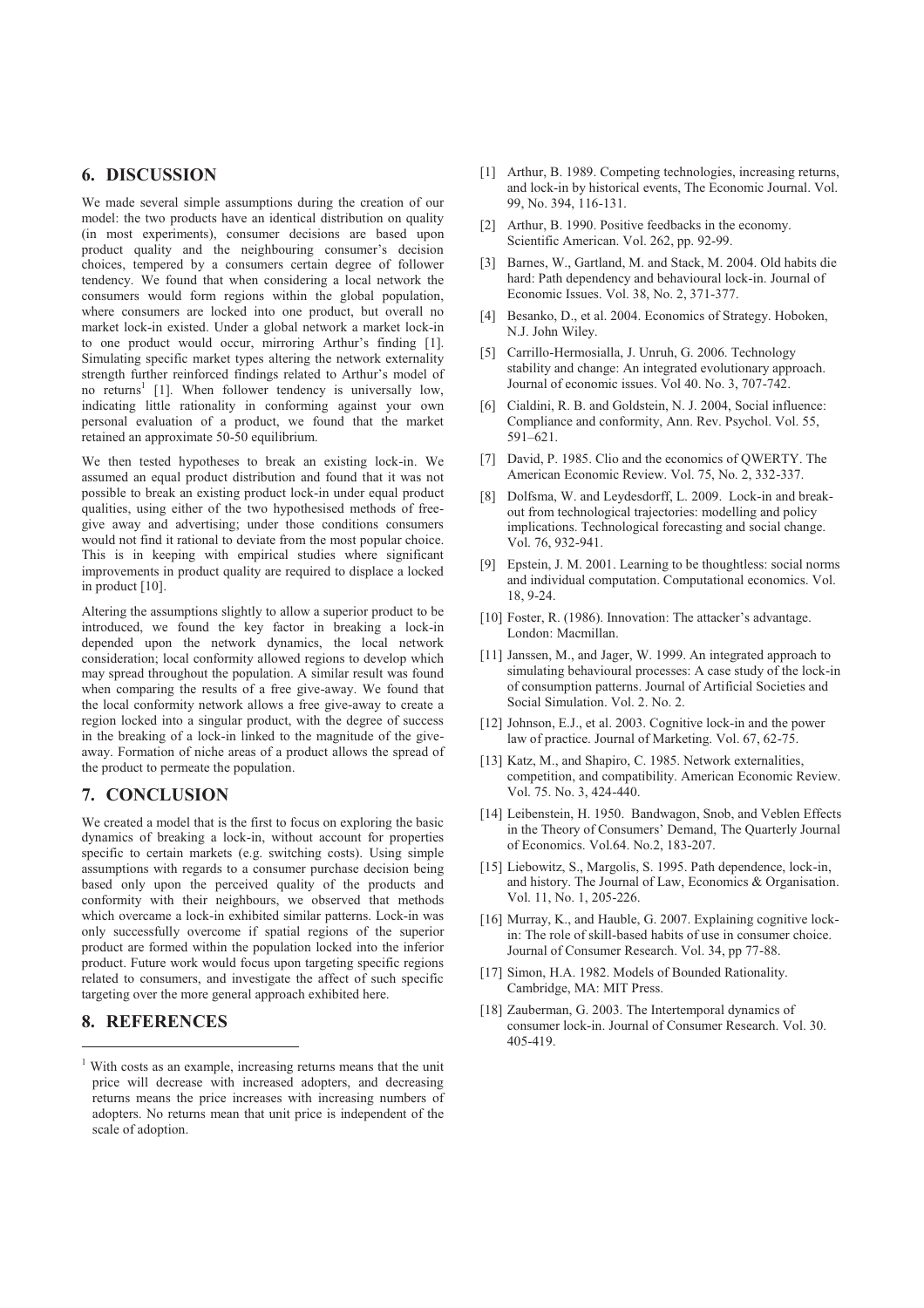## 6. DISCUSSION

We made several simple assumptions during the creation of our model: the two products have an identical distribution on quality (in most experiments), consumer decisions are based upon product quality and the neighbouring consumer's decision choices, tempered by a consumers certain degree of follower tendency. We found that when considering a local network the consumers would form regions within the global population, where consumers are locked into one product, but overall no market lock-in existed. Under a global network a market lock-in to one product would occur, mirroring Arthur's finding [1]. Simulating specific market types altering the network externality strength further reinforced findings related to Arthur's model of no returns[1] [1]. When follower tendency is universally low, indicating little rationality in conforming against your own personal evaluation of a product, we found that the market retained an approximate 50-50 equilibrium.

We then tested hypotheses to break an existing lock-in. We assumed an equal product distribution and found that it was not possible to break an existing product lock-in under equal product qualities, using either of the two hypothesised methods of free-give away and advertising; under those conditions consumers would not find it rational to deviate from the most popular choice. This is in keeping with empirical studies where significant improvements in product quality are required to displace a locked in product [10].

Altering the assumptions slightly to allow a superior product to be introduced, we found the key factor in breaking a lock-in depended upon the network dynamics, the local network consideration; local conformity allowed regions to develop which may spread throughout the population. A similar result was found when comparing the results of a free give-away. We found that the local conformity network allows a free give-away to create a region locked into a singular product, with the degree of success in the breaking of a lock-in linked to the magnitude of the give-away. Formation of niche areas of a product allows the spread of the product to permeate the population.

## 7. CONCLUSION

We created a model that is the first to focus on exploring the basic dynamics of breaking a lock-in, without account for properties specific to certain markets (e.g. switching costs). Using simple assumptions with regards to a consumer purchase decision being based only upon the perceived quality of the products and conformity with their neighbours, we observed that methods which overcame a lock-in exhibited similar patterns. Lock-in was only successfully overcome if spatial regions of the superior product are formed within the population locked into the inferior product. Future work would focus upon targeting specific regions related to consumers, and investigate the affect of such specific targeting over the more general approach exhibited here.

## 8. REFERENCES

[1] Arthur, B. 1989. Competing technologies, increasing returns, and lock-in by historical events, The Economic Journal. Vol. 99, No. 394, 116-131.

[2] Arthur, B. 1990. Positive feedbacks in the economy. Scientific American. Vol. 262, pp. 92-99.

[3] Barnes, W., Gartland, M. and Stack, M. 2004. Old habits die hard: Path dependency and behavioural lock-in. Journal of Economic Issues. Vol. 38, No. 2, 371-377.

[4] Besanko, D., et al. 2004. Economics of Strategy. Hoboken, N.J. John Wiley.

[5] Carrillo-Hermosialla, J. Unruh, G. 2006. Technology stability and change: An integrated evolutionary approach. Journal of economic issues. Vol 40. No. 3, 707-742.

[6] Cialdini, R. B. and Goldstein, N. J. 2004, Social influence: Compliance and conformity, Ann. Rev. Psychol. Vol. 55, 591–621.

[7] David, P. 1985. Clio and the economics of QWERTY. The American Economic Review. Vol. 75, No. 2, 332-337.

[8] Dolfsma, W. and Leydesdorff, L. 2009. Lock-in and break-out from technological trajectories: modelling and policy implications. Technological forecasting and social change. Vol. 76, 932-941.

[9] Epstein, J. M. 2001. Learning to be thoughtless: social norms and individual computation. Computational economics. Vol. 18, 9-24.

[10] Foster, R. (1986). Innovation: The attacker's advantage. London: Macmillan.

[11] Janssen, M., and Jager, W. 1999. An integrated approach to simulating behavioural processes: A case study of the lock-in of consumption patterns. Journal of Artificial Societies and Social Simulation. Vol. 2. No. 2.

[12] Johnson, E.J., et al. 2003. Cognitive lock-in and the power law of practice. Journal of Marketing. Vol. 67, 62-75.

[13] Katz, M., and Shapiro, C. 1985. Network externalities, competition, and compatibility. American Economic Review. Vol. 75. No. 3, 424-440.

[14] Leibenstein, H. 1950. Bandwagon, Snob, and Veblen Effects in the Theory of Consumers' Demand, The Quarterly Journal of Economics. Vol.64. No.2, 183-207.

[15] Liebowitz, S., Margolis, S. 1995. Path dependence, lock-in, and history. The Journal of Law, Economics & Organisation. Vol. 11, No. 1, 205-226.

[16] Murray, K., and Hauble, G. 2007. Explaining cognitive lock-in: The role of skill-based habits of use in consumer choice. Journal of Consumer Research. Vol. 34, pp 77-88.

[17] Simon, H.A. 1982. Models of Bounded Rationality. Cambridge, MA: MIT Press.

[18] Zauberman, G. 2003. The Intertemporal dynamics of consumer lock-in. Journal of Consumer Research. Vol. 30. 405-419.

---

[1] With costs as an example, increasing returns means that the unit price will decrease with increased adopters, and decreasing returns means the price increases with increasing numbers of adopters. No returns mean that unit price is independent of the scale of adoption.